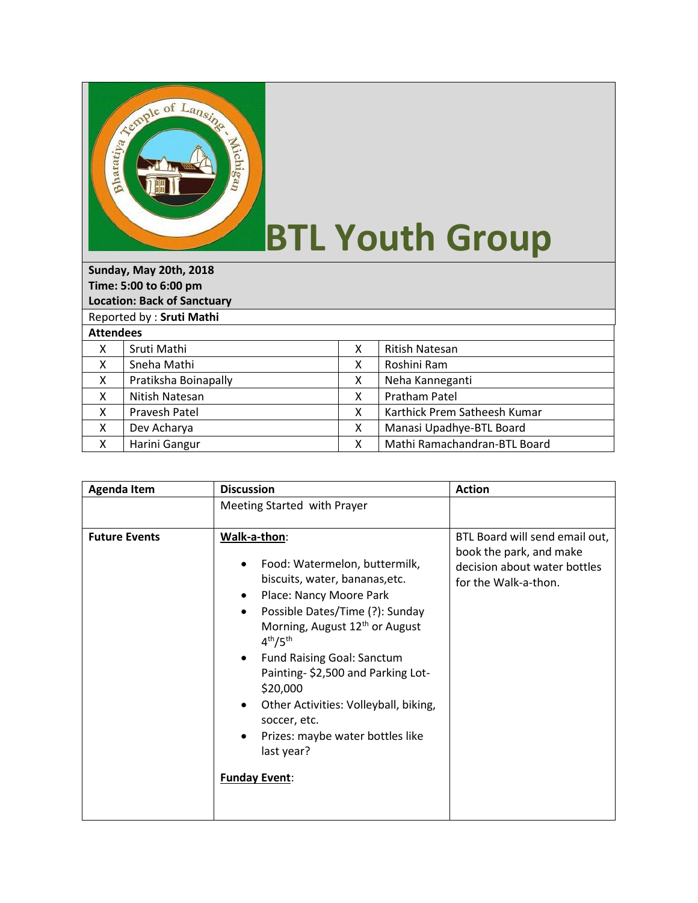# BTL Youth Group

**Sunday, May 20th, 2018**
**Time: 5:00 to 6:00 pm**
**Location: Back of Sanctuary**

Reported by : **Sruti Mathi**

**Attendees**

| | | | |
|---|---|---|---|
| X | Sruti Mathi | X | Ritish Natesan |
| X | Sneha Mathi | X | Roshini Ram |
| X | Pratiksha Boinapally | X | Neha Kanneganti |
| X | Nitish Natesan | X | Pratham Patel |
| X | Pravesh Patel | X | Karthick Prem Satheesh Kumar |
| X | Dev Acharya | X | Manasi Upadhye-BTL Board |
| X | Harini Gangur | X | Mathi Ramachandran-BTL Board |

| Agenda Item | Discussion | Action |
|---|---|---|
| | Meeting Started with Prayer | |
| **Future Events** | **Walk-a-thon**:<br>• Food: Watermelon, buttermilk, biscuits, water, bananas,etc.<br>• Place: Nancy Moore Park<br>• Possible Dates/Time (?): Sunday Morning, August 12th or August 4th/5th<br>• Fund Raising Goal: Sanctum Painting- $2,500 and Parking Lot- $20,000<br>• Other Activities: Volleyball, biking, soccer, etc.<br>• Prizes: maybe water bottles like last year?<br><br>**Funday Event**: | BTL Board will send email out, book the park, and make decision about water bottles for the Walk-a-thon. |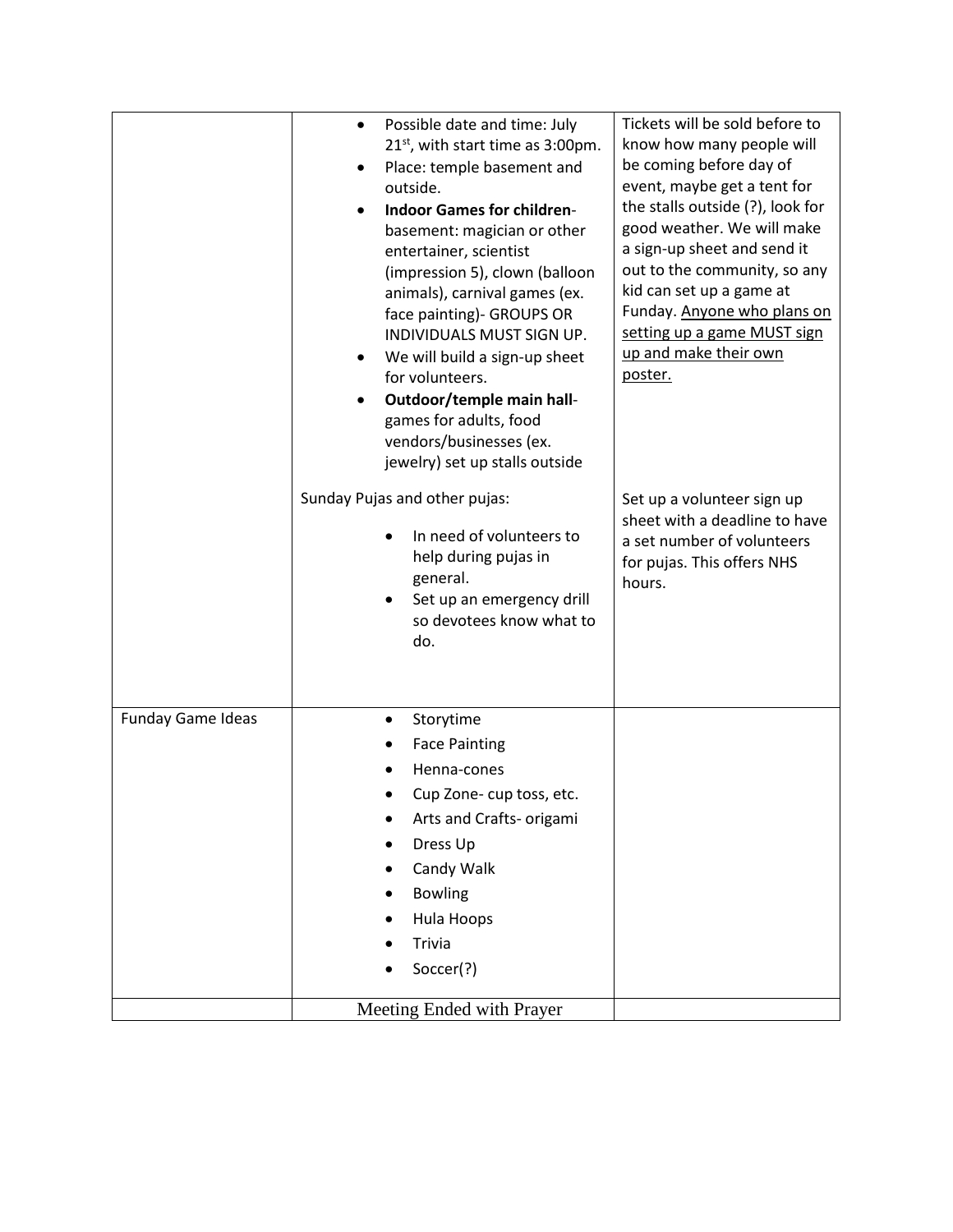| | | |
|---|---|---|
| | • Possible date and time: July 21st, with start time as 3:00pm.<br>• Place: temple basement and outside.<br>• **Indoor Games for children**- basement: magician or other entertainer, scientist (impression 5), clown (balloon animals), carnival games (ex. face painting)- GROUPS OR INDIVIDUALS MUST SIGN UP.<br>• We will build a sign-up sheet for volunteers.<br>• **Outdoor/temple main hall**- games for adults, food vendors/businesses (ex. jewelry) set up stalls outside<br><br>Sunday Pujas and other pujas:<br>• In need of volunteers to help during pujas in general.<br>• Set up an emergency drill so devotees know what to do. | Tickets will be sold before to know how many people will be coming before day of event, maybe get a tent for the stalls outside (?), look for good weather. We will make a sign-up sheet and send it out to the community, so any kid can set up a game at Funday. Anyone who plans on setting up a game MUST sign up and make their own poster.<br><br>Set up a volunteer sign up sheet with a deadline to have a set number of volunteers for pujas. This offers NHS hours. |
| Funday Game Ideas | • Storytime<br>• Face Painting<br>• Henna-cones<br>• Cup Zone- cup toss, etc.<br>• Arts and Crafts- origami<br>• Dress Up<br>• Candy Walk<br>• Bowling<br>• Hula Hoops<br>• Trivia<br>• Soccer(?) | |
| | Meeting Ended with Prayer | |